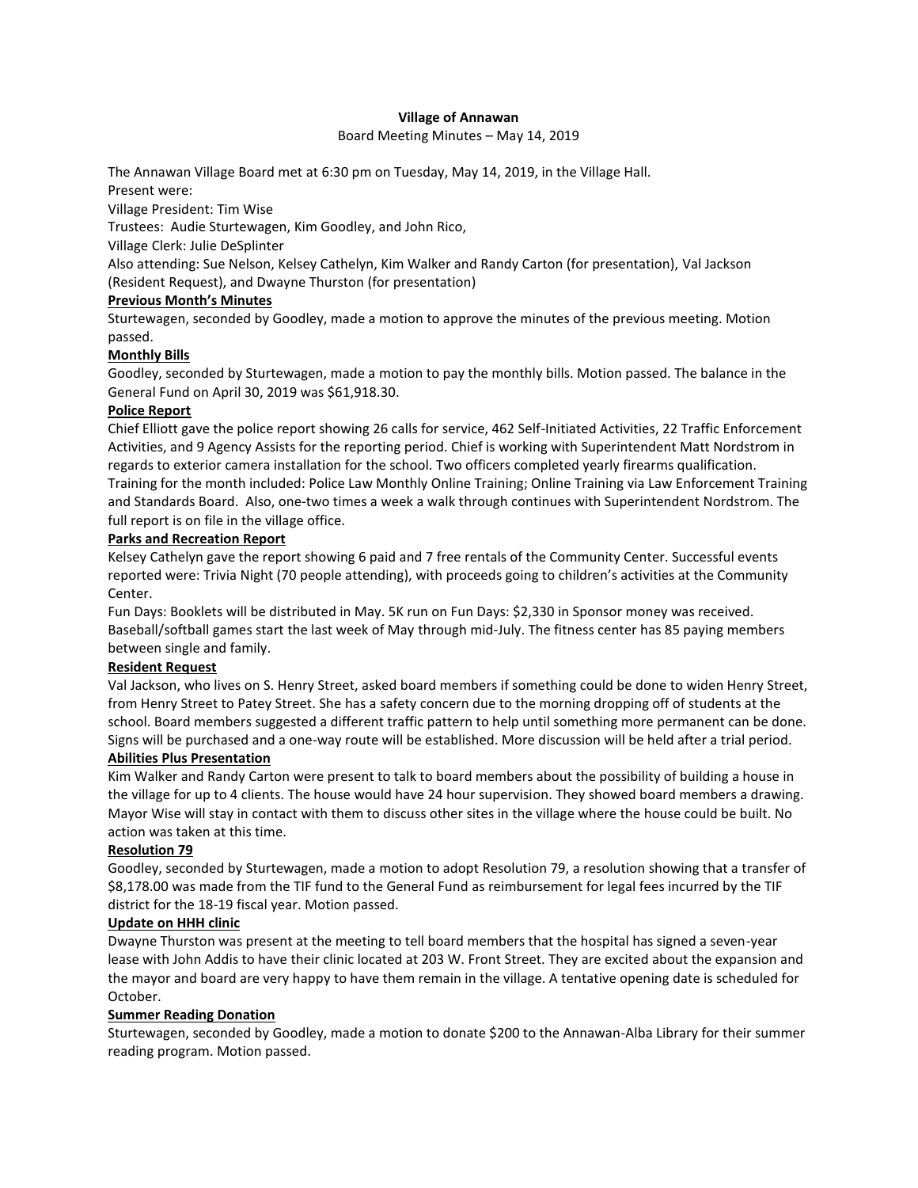**Village of Annawan**

Board Meeting Minutes – May 14, 2019

The Annawan Village Board met at 6:30 pm on Tuesday, May 14, 2019, in the Village Hall.

Present were:

Village President: Tim Wise

Trustees: Audie Sturtewagen, Kim Goodley, and John Rico,

Village Clerk: Julie DeSplinter

Also attending: Sue Nelson, Kelsey Cathelyn, Kim Walker and Randy Carton (for presentation), Val Jackson (Resident Request), and Dwayne Thurston (for presentation)

**Previous Month's Minutes**

Sturtewagen, seconded by Goodley, made a motion to approve the minutes of the previous meeting. Motion passed.

**Monthly Bills**

Goodley, seconded by Sturtewagen, made a motion to pay the monthly bills. Motion passed. The balance in the General Fund on April 30, 2019 was $61,918.30.

**Police Report**

Chief Elliott gave the police report showing 26 calls for service, 462 Self-Initiated Activities, 22 Traffic Enforcement Activities, and 9 Agency Assists for the reporting period. Chief is working with Superintendent Matt Nordstrom in regards to exterior camera installation for the school. Two officers completed yearly firearms qualification. Training for the month included: Police Law Monthly Online Training; Online Training via Law Enforcement Training and Standards Board. Also, one-two times a week a walk through continues with Superintendent Nordstrom. The full report is on file in the village office.

**Parks and Recreation Report**

Kelsey Cathelyn gave the report showing 6 paid and 7 free rentals of the Community Center. Successful events reported were: Trivia Night (70 people attending), with proceeds going to children's activities at the Community Center.

Fun Days: Booklets will be distributed in May. 5K run on Fun Days: $2,330 in Sponsor money was received. Baseball/softball games start the last week of May through mid-July. The fitness center has 85 paying members between single and family.

**Resident Request**

Val Jackson, who lives on S. Henry Street, asked board members if something could be done to widen Henry Street, from Henry Street to Patey Street. She has a safety concern due to the morning dropping off of students at the school. Board members suggested a different traffic pattern to help until something more permanent can be done. Signs will be purchased and a one-way route will be established. More discussion will be held after a trial period.

**Abilities Plus Presentation**

Kim Walker and Randy Carton were present to talk to board members about the possibility of building a house in the village for up to 4 clients. The house would have 24 hour supervision. They showed board members a drawing. Mayor Wise will stay in contact with them to discuss other sites in the village where the house could be built. No action was taken at this time.

**Resolution 79**

Goodley, seconded by Sturtewagen, made a motion to adopt Resolution 79, a resolution showing that a transfer of $8,178.00 was made from the TIF fund to the General Fund as reimbursement for legal fees incurred by the TIF district for the 18-19 fiscal year. Motion passed.

**Update on HHH clinic**

Dwayne Thurston was present at the meeting to tell board members that the hospital has signed a seven-year lease with John Addis to have their clinic located at 203 W. Front Street. They are excited about the expansion and the mayor and board are very happy to have them remain in the village. A tentative opening date is scheduled for October.

**Summer Reading Donation**

Sturtewagen, seconded by Goodley, made a motion to donate $200 to the Annawan-Alba Library for their summer reading program. Motion passed.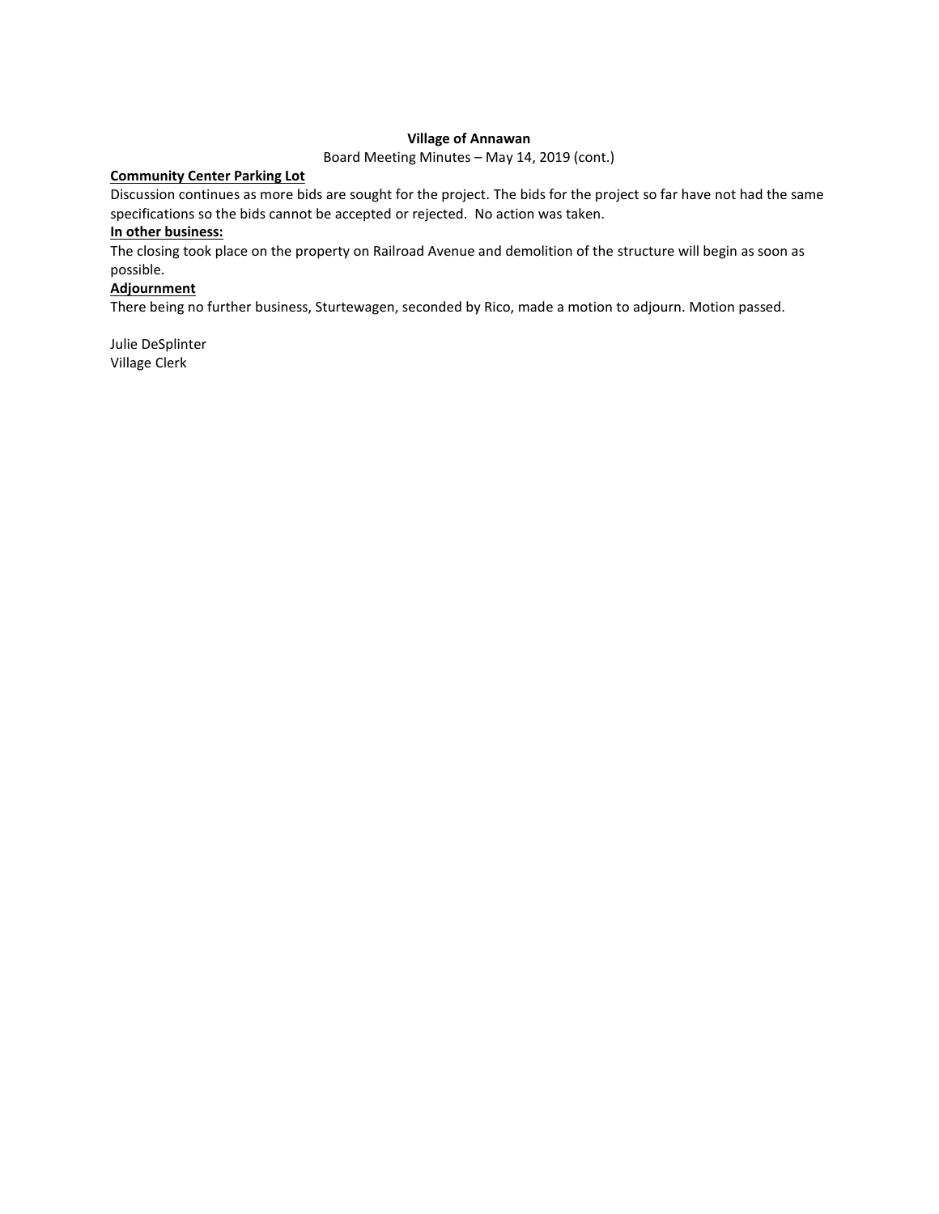**Village of Annawan**

Board Meeting Minutes – May 14, 2019 (cont.)

**Community Center Parking Lot**

Discussion continues as more bids are sought for the project. The bids for the project so far have not had the same specifications so the bids cannot be accepted or rejected. No action was taken.

**In other business:**

The closing took place on the property on Railroad Avenue and demolition of the structure will begin as soon as possible.

**Adjournment**

There being no further business, Sturtewagen, seconded by Rico, made a motion to adjourn. Motion passed.

Julie DeSplinter
Village Clerk